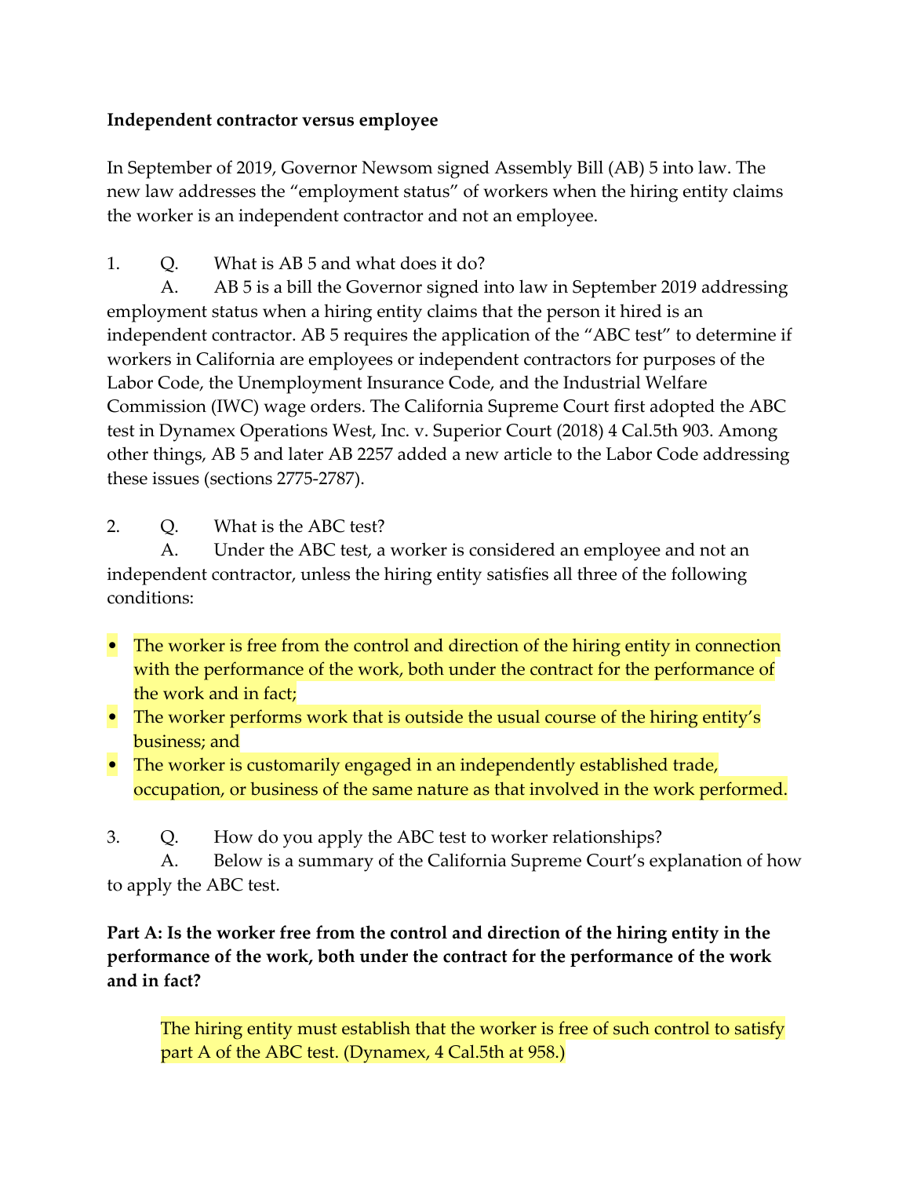**Independent contractor versus employee**

In September of 2019, Governor Newsom signed Assembly Bill (AB) 5 into law. The new law addresses the "employment status" of workers when the hiring entity claims the worker is an independent contractor and not an employee.

1. Q. What is AB 5 and what does it do?

   A. AB 5 is a bill the Governor signed into law in September 2019 addressing employment status when a hiring entity claims that the person it hired is an independent contractor. AB 5 requires the application of the "ABC test" to determine if workers in California are employees or independent contractors for purposes of the Labor Code, the Unemployment Insurance Code, and the Industrial Welfare Commission (IWC) wage orders. The California Supreme Court first adopted the ABC test in Dynamex Operations West, Inc. v. Superior Court (2018) 4 Cal.5th 903. Among other things, AB 5 and later AB 2257 added a new article to the Labor Code addressing these issues (sections 2775-2787).

2. Q. What is the ABC test?

   A. Under the ABC test, a worker is considered an employee and not an independent contractor, unless the hiring entity satisfies all three of the following conditions:

- The worker is free from the control and direction of the hiring entity in connection with the performance of the work, both under the contract for the performance of the work and in fact;
- The worker performs work that is outside the usual course of the hiring entity's business; and
- The worker is customarily engaged in an independently established trade, occupation, or business of the same nature as that involved in the work performed.

3. Q. How do you apply the ABC test to worker relationships?

   A. Below is a summary of the California Supreme Court's explanation of how to apply the ABC test.

**Part A: Is the worker free from the control and direction of the hiring entity in the performance of the work, both under the contract for the performance of the work and in fact?**

> The hiring entity must establish that the worker is free of such control to satisfy part A of the ABC test. (Dynamex, 4 Cal.5th at 958.)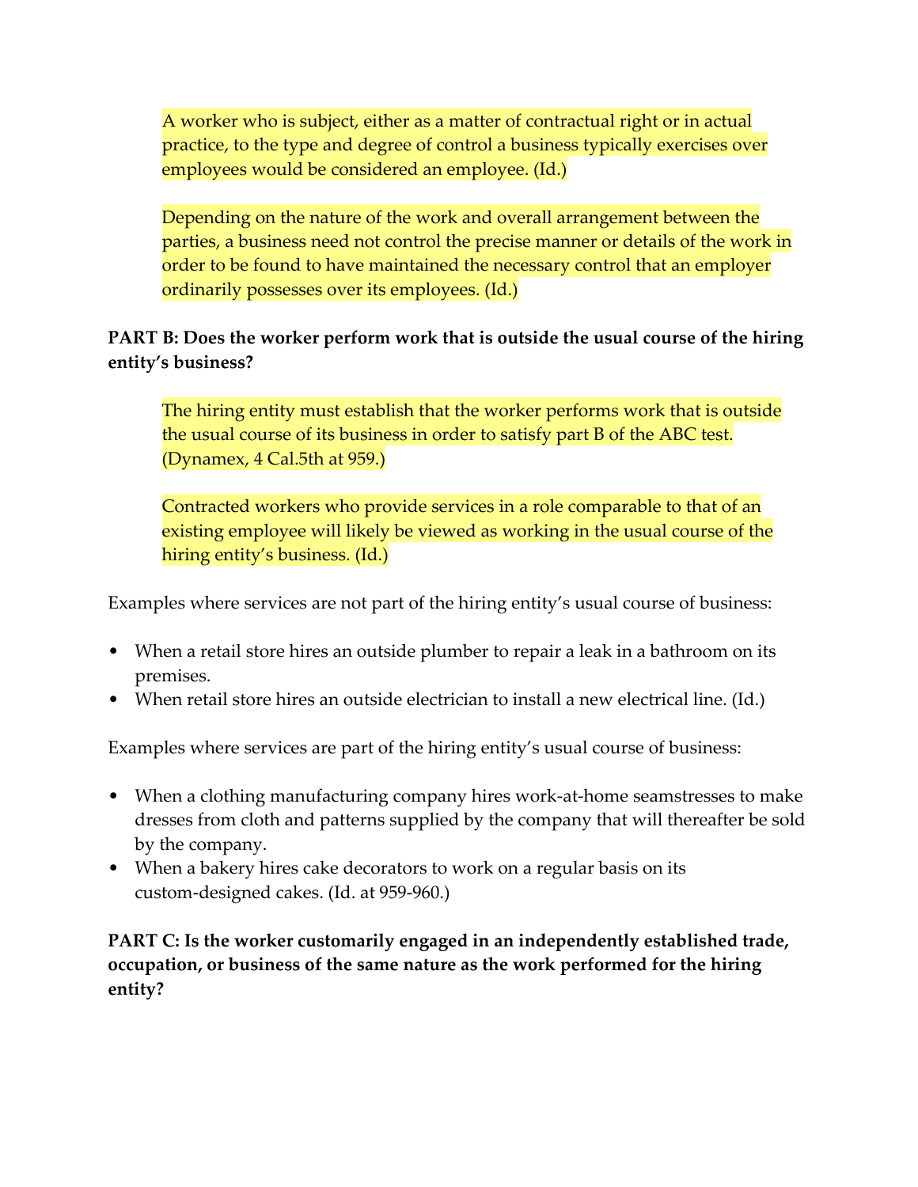A worker who is subject, either as a matter of contractual right or in actual practice, to the type and degree of control a business typically exercises over employees would be considered an employee. (Id.)

Depending on the nature of the work and overall arrangement between the parties, a business need not control the precise manner or details of the work in order to be found to have maintained the necessary control that an employer ordinarily possesses over its employees. (Id.)

**PART B: Does the worker perform work that is outside the usual course of the hiring entity's business?**

The hiring entity must establish that the worker performs work that is outside the usual course of its business in order to satisfy part B of the ABC test. (Dynamex, 4 Cal.5th at 959.)

Contracted workers who provide services in a role comparable to that of an existing employee will likely be viewed as working in the usual course of the hiring entity's business. (Id.)

Examples where services are not part of the hiring entity's usual course of business:

- When a retail store hires an outside plumber to repair a leak in a bathroom on its premises.
- When retail store hires an outside electrician to install a new electrical line. (Id.)

Examples where services are part of the hiring entity's usual course of business:

- When a clothing manufacturing company hires work-at-home seamstresses to make dresses from cloth and patterns supplied by the company that will thereafter be sold by the company.
- When a bakery hires cake decorators to work on a regular basis on its custom-designed cakes. (Id. at 959-960.)

**PART C: Is the worker customarily engaged in an independently established trade, occupation, or business of the same nature as the work performed for the hiring entity?**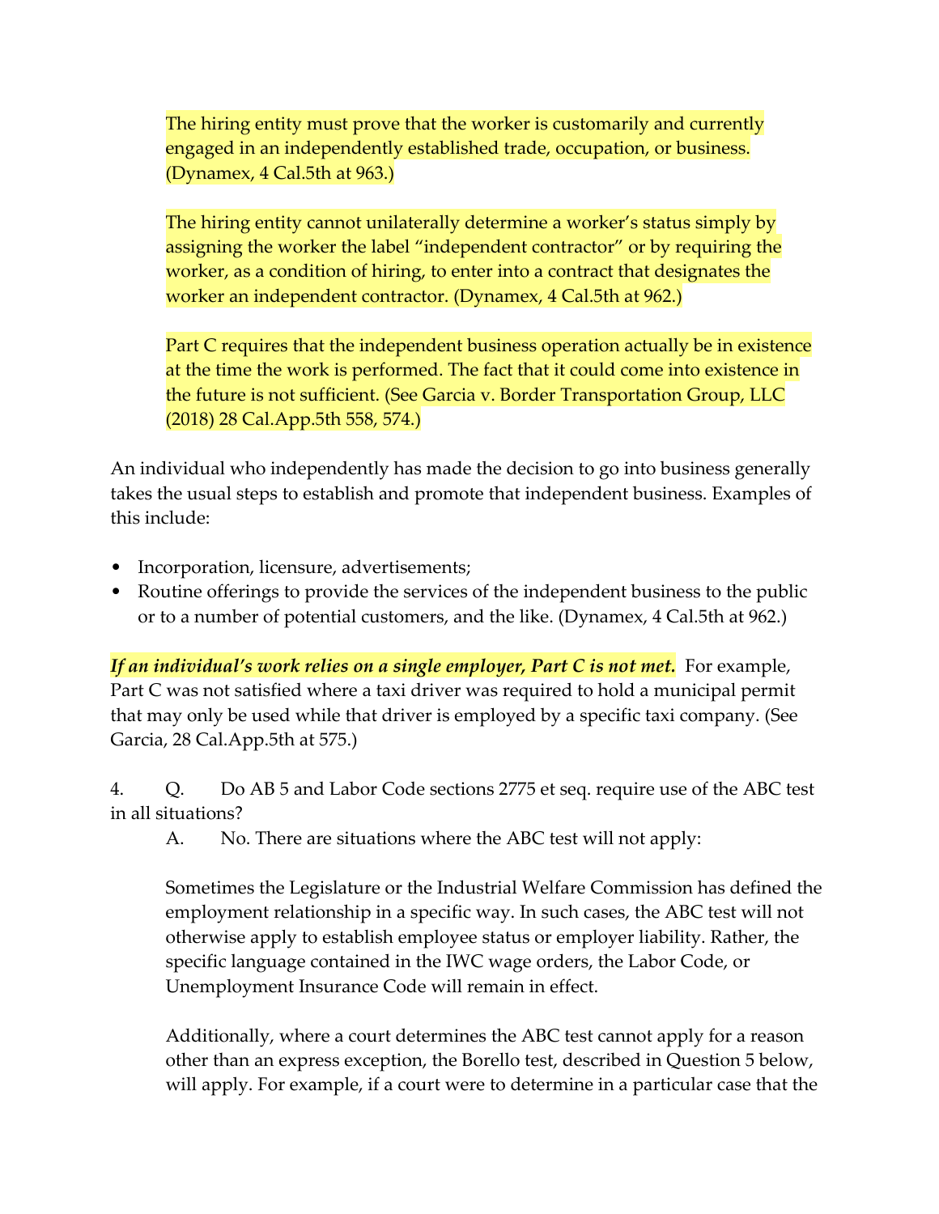The hiring entity must prove that the worker is customarily and currently engaged in an independently established trade, occupation, or business. (Dynamex, 4 Cal.5th at 963.)

The hiring entity cannot unilaterally determine a worker's status simply by assigning the worker the label "independent contractor" or by requiring the worker, as a condition of hiring, to enter into a contract that designates the worker an independent contractor. (Dynamex, 4 Cal.5th at 962.)

Part C requires that the independent business operation actually be in existence at the time the work is performed. The fact that it could come into existence in the future is not sufficient. (See Garcia v. Border Transportation Group, LLC (2018) 28 Cal.App.5th 558, 574.)

An individual who independently has made the decision to go into business generally takes the usual steps to establish and promote that independent business. Examples of this include:

- Incorporation, licensure, advertisements;
- Routine offerings to provide the services of the independent business to the public or to a number of potential customers, and the like. (Dynamex, 4 Cal.5th at 962.)

***If an individual's work relies on a single employer, Part C is not met.*** For example, Part C was not satisfied where a taxi driver was required to hold a municipal permit that may only be used while that driver is employed by a specific taxi company. (See Garcia, 28 Cal.App.5th at 575.)

4. Q. Do AB 5 and Labor Code sections 2775 et seq. require use of the ABC test in all situations?

A. No. There are situations where the ABC test will not apply:

Sometimes the Legislature or the Industrial Welfare Commission has defined the employment relationship in a specific way. In such cases, the ABC test will not otherwise apply to establish employee status or employer liability. Rather, the specific language contained in the IWC wage orders, the Labor Code, or Unemployment Insurance Code will remain in effect.

Additionally, where a court determines the ABC test cannot apply for a reason other than an express exception, the Borello test, described in Question 5 below, will apply. For example, if a court were to determine in a particular case that the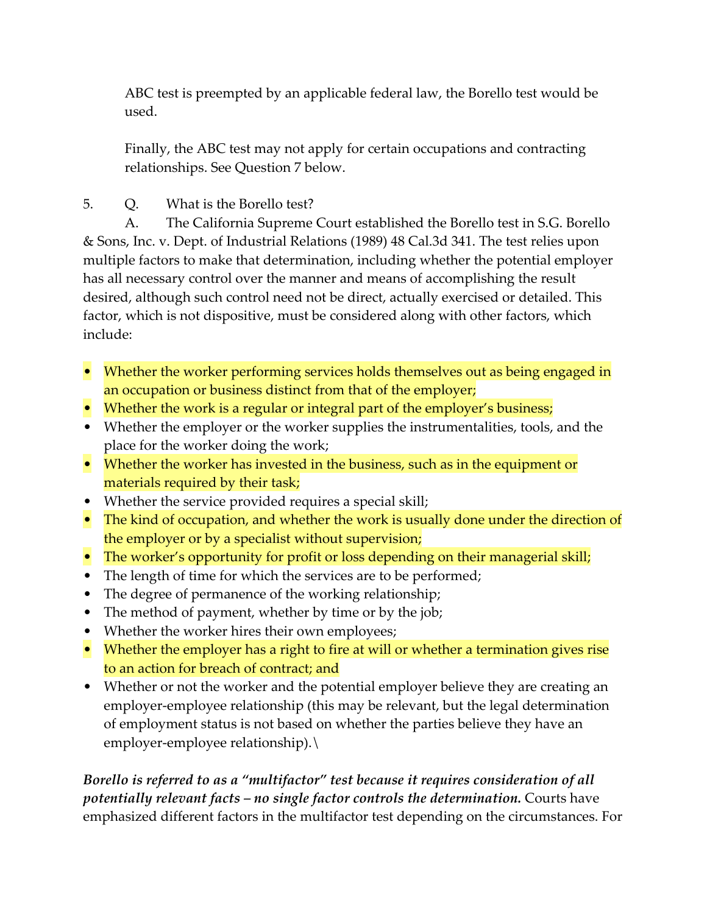ABC test is preempted by an applicable federal law, the Borello test would be used.

Finally, the ABC test may not apply for certain occupations and contracting relationships. See Question 7 below.

5. Q. What is the Borello test?

A. The California Supreme Court established the Borello test in S.G. Borello & Sons, Inc. v. Dept. of Industrial Relations (1989) 48 Cal.3d 341. The test relies upon multiple factors to make that determination, including whether the potential employer has all necessary control over the manner and means of accomplishing the result desired, although such control need not be direct, actually exercised or detailed. This factor, which is not dispositive, must be considered along with other factors, which include:

- Whether the worker performing services holds themselves out as being engaged in an occupation or business distinct from that of the employer;
- Whether the work is a regular or integral part of the employer's business;
- Whether the employer or the worker supplies the instrumentalities, tools, and the place for the worker doing the work;
- Whether the worker has invested in the business, such as in the equipment or materials required by their task;
- Whether the service provided requires a special skill;
- The kind of occupation, and whether the work is usually done under the direction of the employer or by a specialist without supervision;
- The worker's opportunity for profit or loss depending on their managerial skill;
- The length of time for which the services are to be performed;
- The degree of permanence of the working relationship;
- The method of payment, whether by time or by the job;
- Whether the worker hires their own employees;
- Whether the employer has a right to fire at will or whether a termination gives rise to an action for breach of contract; and
- Whether or not the worker and the potential employer believe they are creating an employer-employee relationship (this may be relevant, but the legal determination of employment status is not based on whether the parties believe they have an employer-employee relationship).\

***Borello is referred to as a "multifactor" test because it requires consideration of all potentially relevant facts – no single factor controls the determination.*** Courts have emphasized different factors in the multifactor test depending on the circumstances. For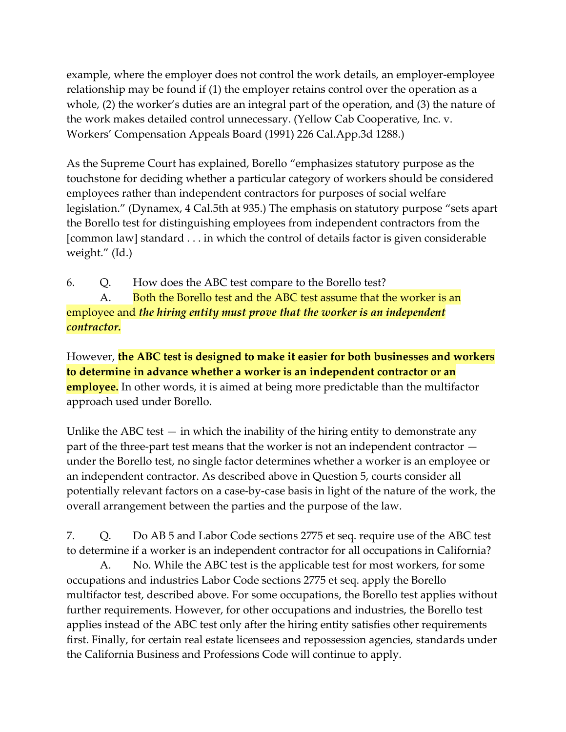example, where the employer does not control the work details, an employer-employee relationship may be found if (1) the employer retains control over the operation as a whole, (2) the worker's duties are an integral part of the operation, and (3) the nature of the work makes detailed control unnecessary. (Yellow Cab Cooperative, Inc. v. Workers' Compensation Appeals Board (1991) 226 Cal.App.3d 1288.)

As the Supreme Court has explained, Borello "emphasizes statutory purpose as the touchstone for deciding whether a particular category of workers should be considered employees rather than independent contractors for purposes of social welfare legislation." (Dynamex, 4 Cal.5th at 935.) The emphasis on statutory purpose "sets apart the Borello test for distinguishing employees from independent contractors from the [common law] standard . . . in which the control of details factor is given considerable weight." (Id.)

6. Q. How does the ABC test compare to the Borello test?

A. Both the Borello test and the ABC test assume that the worker is an employee and ***the hiring entity must prove that the worker is an independent contractor.***

However, **the ABC test is designed to make it easier for both businesses and workers to determine in advance whether a worker is an independent contractor or an employee.** In other words, it is aimed at being more predictable than the multifactor approach used under Borello.

Unlike the ABC test — in which the inability of the hiring entity to demonstrate any part of the three-part test means that the worker is not an independent contractor — under the Borello test, no single factor determines whether a worker is an employee or an independent contractor. As described above in Question 5, courts consider all potentially relevant factors on a case-by-case basis in light of the nature of the work, the overall arrangement between the parties and the purpose of the law.

7. Q. Do AB 5 and Labor Code sections 2775 et seq. require use of the ABC test to determine if a worker is an independent contractor for all occupations in California?

A. No. While the ABC test is the applicable test for most workers, for some occupations and industries Labor Code sections 2775 et seq. apply the Borello multifactor test, described above. For some occupations, the Borello test applies without further requirements. However, for other occupations and industries, the Borello test applies instead of the ABC test only after the hiring entity satisfies other requirements first. Finally, for certain real estate licensees and repossession agencies, standards under the California Business and Professions Code will continue to apply.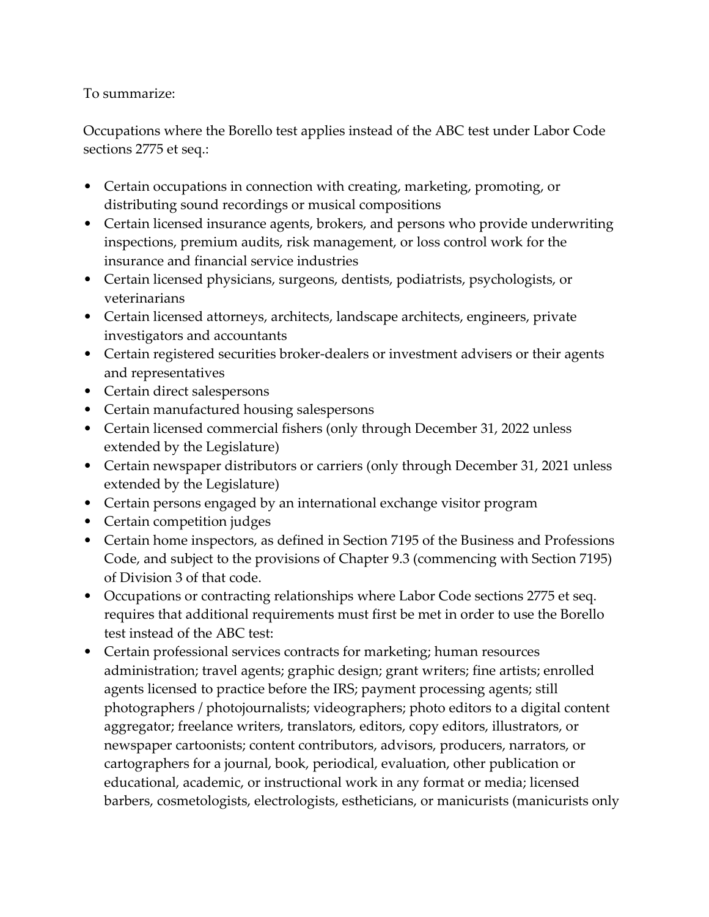To summarize:

Occupations where the Borello test applies instead of the ABC test under Labor Code sections 2775 et seq.:

- Certain occupations in connection with creating, marketing, promoting, or distributing sound recordings or musical compositions
- Certain licensed insurance agents, brokers, and persons who provide underwriting inspections, premium audits, risk management, or loss control work for the insurance and financial service industries
- Certain licensed physicians, surgeons, dentists, podiatrists, psychologists, or veterinarians
- Certain licensed attorneys, architects, landscape architects, engineers, private investigators and accountants
- Certain registered securities broker-dealers or investment advisers or their agents and representatives
- Certain direct salespersons
- Certain manufactured housing salespersons
- Certain licensed commercial fishers (only through December 31, 2022 unless extended by the Legislature)
- Certain newspaper distributors or carriers (only through December 31, 2021 unless extended by the Legislature)
- Certain persons engaged by an international exchange visitor program
- Certain competition judges
- Certain home inspectors, as defined in Section 7195 of the Business and Professions Code, and subject to the provisions of Chapter 9.3 (commencing with Section 7195) of Division 3 of that code.
- Occupations or contracting relationships where Labor Code sections 2775 et seq. requires that additional requirements must first be met in order to use the Borello test instead of the ABC test:
- Certain professional services contracts for marketing; human resources administration; travel agents; graphic design; grant writers; fine artists; enrolled agents licensed to practice before the IRS; payment processing agents; still photographers / photojournalists; videographers; photo editors to a digital content aggregator; freelance writers, translators, editors, copy editors, illustrators, or newspaper cartoonists; content contributors, advisors, producers, narrators, or cartographers for a journal, book, periodical, evaluation, other publication or educational, academic, or instructional work in any format or media; licensed barbers, cosmetologists, electrologists, estheticians, or manicurists (manicurists only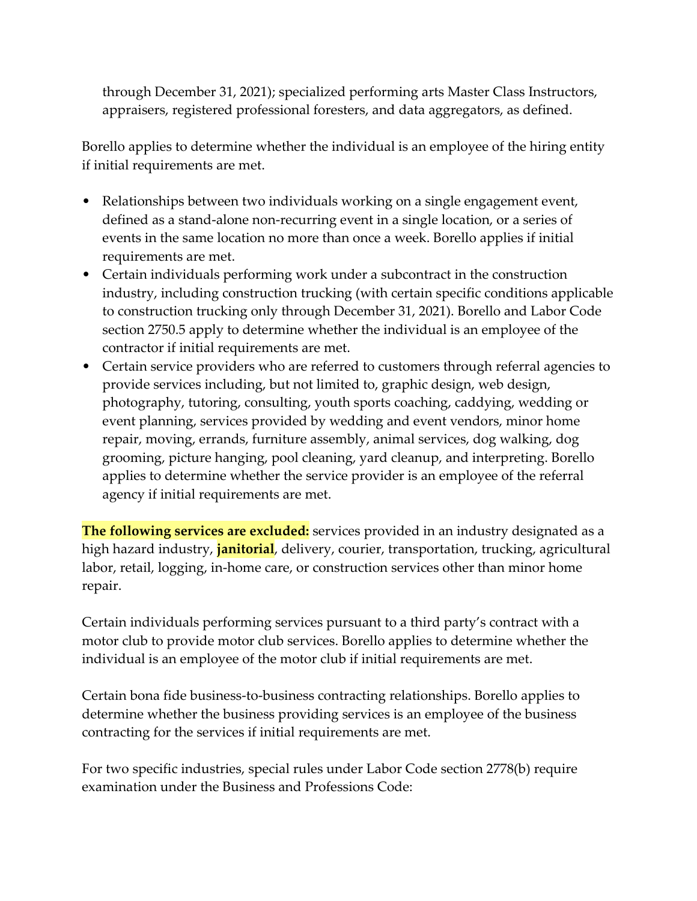through December 31, 2021); specialized performing arts Master Class Instructors, appraisers, registered professional foresters, and data aggregators, as defined.

Borello applies to determine whether the individual is an employee of the hiring entity if initial requirements are met.

- Relationships between two individuals working on a single engagement event, defined as a stand-alone non-recurring event in a single location, or a series of events in the same location no more than once a week. Borello applies if initial requirements are met.
- Certain individuals performing work under a subcontract in the construction industry, including construction trucking (with certain specific conditions applicable to construction trucking only through December 31, 2021). Borello and Labor Code section 2750.5 apply to determine whether the individual is an employee of the contractor if initial requirements are met.
- Certain service providers who are referred to customers through referral agencies to provide services including, but not limited to, graphic design, web design, photography, tutoring, consulting, youth sports coaching, caddying, wedding or event planning, services provided by wedding and event vendors, minor home repair, moving, errands, furniture assembly, animal services, dog walking, dog grooming, picture hanging, pool cleaning, yard cleanup, and interpreting. Borello applies to determine whether the service provider is an employee of the referral agency if initial requirements are met.

**The following services are excluded:** services provided in an industry designated as a high hazard industry, **janitorial**, delivery, courier, transportation, trucking, agricultural labor, retail, logging, in-home care, or construction services other than minor home repair.

Certain individuals performing services pursuant to a third party's contract with a motor club to provide motor club services. Borello applies to determine whether the individual is an employee of the motor club if initial requirements are met.

Certain bona fide business-to-business contracting relationships. Borello applies to determine whether the business providing services is an employee of the business contracting for the services if initial requirements are met.

For two specific industries, special rules under Labor Code section 2778(b) require examination under the Business and Professions Code: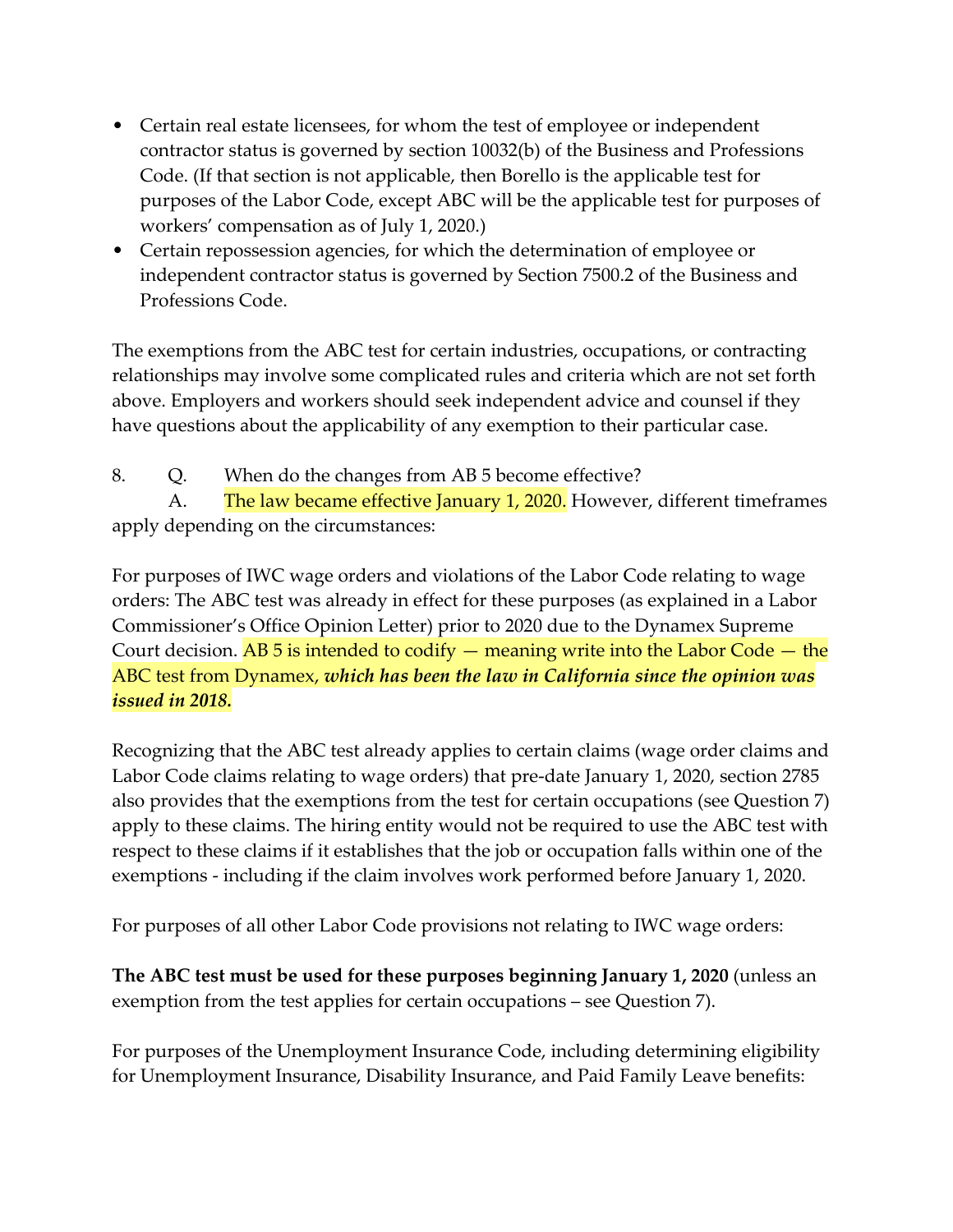- Certain real estate licensees, for whom the test of employee or independent contractor status is governed by section 10032(b) of the Business and Professions Code. (If that section is not applicable, then Borello is the applicable test for purposes of the Labor Code, except ABC will be the applicable test for purposes of workers' compensation as of July 1, 2020.)
- Certain repossession agencies, for which the determination of employee or independent contractor status is governed by Section 7500.2 of the Business and Professions Code.

The exemptions from the ABC test for certain industries, occupations, or contracting relationships may involve some complicated rules and criteria which are not set forth above. Employers and workers should seek independent advice and counsel if they have questions about the applicability of any exemption to their particular case.

8. Q. When do the changes from AB 5 become effective?

A. The law became effective January 1, 2020. However, different timeframes apply depending on the circumstances:

For purposes of IWC wage orders and violations of the Labor Code relating to wage orders: The ABC test was already in effect for these purposes (as explained in a Labor Commissioner's Office Opinion Letter) prior to 2020 due to the Dynamex Supreme Court decision. AB 5 is intended to codify — meaning write into the Labor Code — the ABC test from Dynamex, ***which has been the law in California since the opinion was issued in 2018.***

Recognizing that the ABC test already applies to certain claims (wage order claims and Labor Code claims relating to wage orders) that pre-date January 1, 2020, section 2785 also provides that the exemptions from the test for certain occupations (see Question 7) apply to these claims. The hiring entity would not be required to use the ABC test with respect to these claims if it establishes that the job or occupation falls within one of the exemptions - including if the claim involves work performed before January 1, 2020.

For purposes of all other Labor Code provisions not relating to IWC wage orders:

**The ABC test must be used for these purposes beginning January 1, 2020** (unless an exemption from the test applies for certain occupations – see Question 7).

For purposes of the Unemployment Insurance Code, including determining eligibility for Unemployment Insurance, Disability Insurance, and Paid Family Leave benefits: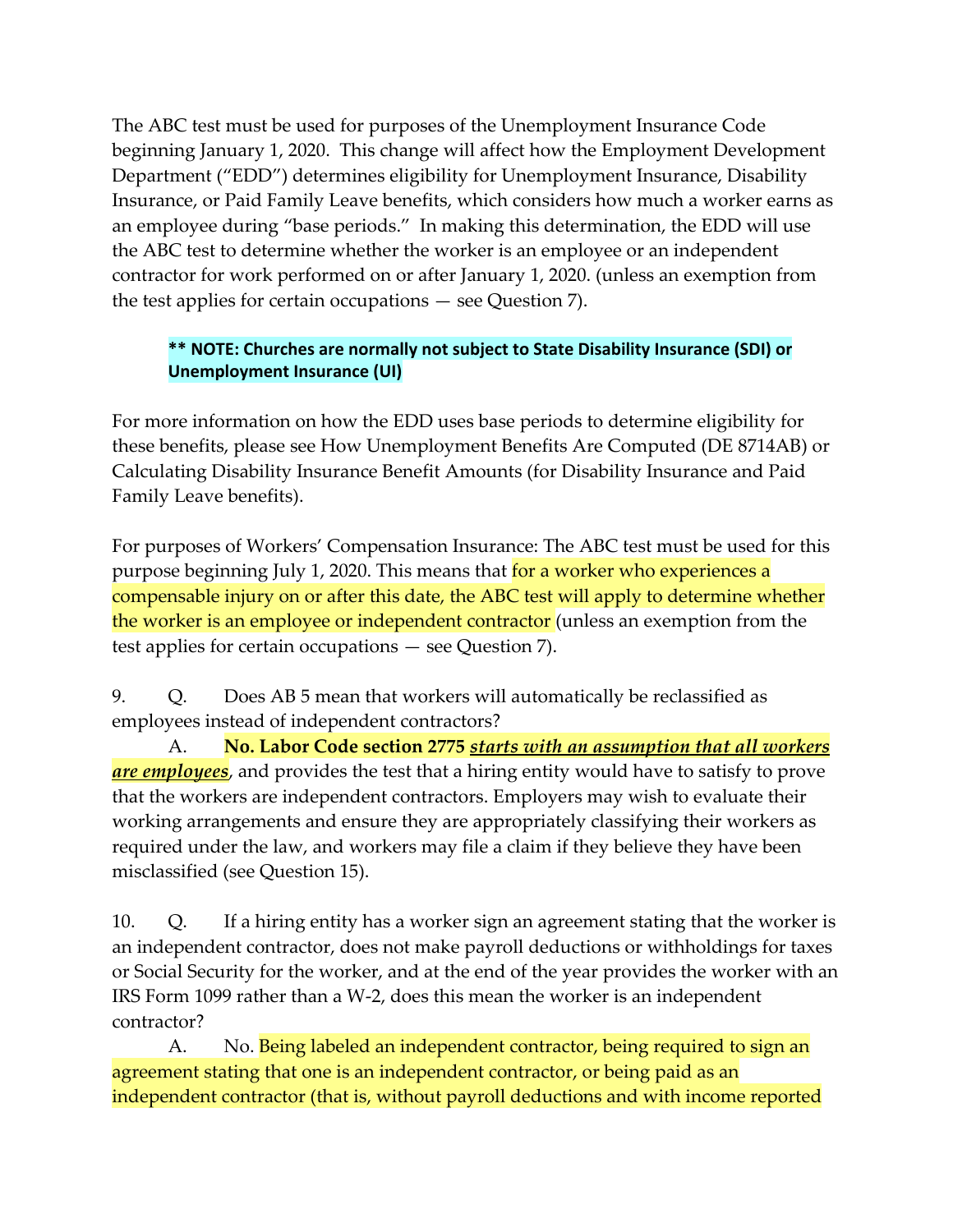The ABC test must be used for purposes of the Unemployment Insurance Code beginning January 1, 2020. This change will affect how the Employment Development Department ("EDD") determines eligibility for Unemployment Insurance, Disability Insurance, or Paid Family Leave benefits, which considers how much a worker earns as an employee during "base periods." In making this determination, the EDD will use the ABC test to determine whether the worker is an employee or an independent contractor for work performed on or after January 1, 2020. (unless an exemption from the test applies for certain occupations — see Question 7).

> **\*\* NOTE: Churches are normally not subject to State Disability Insurance (SDI) or Unemployment Insurance (UI)**

For more information on how the EDD uses base periods to determine eligibility for these benefits, please see How Unemployment Benefits Are Computed (DE 8714AB) or Calculating Disability Insurance Benefit Amounts (for Disability Insurance and Paid Family Leave benefits).

For purposes of Workers' Compensation Insurance: The ABC test must be used for this purpose beginning July 1, 2020. This means that for a worker who experiences a compensable injury on or after this date, the ABC test will apply to determine whether the worker is an employee or independent contractor (unless an exemption from the test applies for certain occupations — see Question 7).

9. Q. Does AB 5 mean that workers will automatically be reclassified as employees instead of independent contractors?

A. **No. Labor Code section 2775 *starts with an assumption that all workers are employees***, and provides the test that a hiring entity would have to satisfy to prove that the workers are independent contractors. Employers may wish to evaluate their working arrangements and ensure they are appropriately classifying their workers as required under the law, and workers may file a claim if they believe they have been misclassified (see Question 15).

10. Q. If a hiring entity has a worker sign an agreement stating that the worker is an independent contractor, does not make payroll deductions or withholdings for taxes or Social Security for the worker, and at the end of the year provides the worker with an IRS Form 1099 rather than a W-2, does this mean the worker is an independent contractor?

A. No. Being labeled an independent contractor, being required to sign an agreement stating that one is an independent contractor, or being paid as an independent contractor (that is, without payroll deductions and with income reported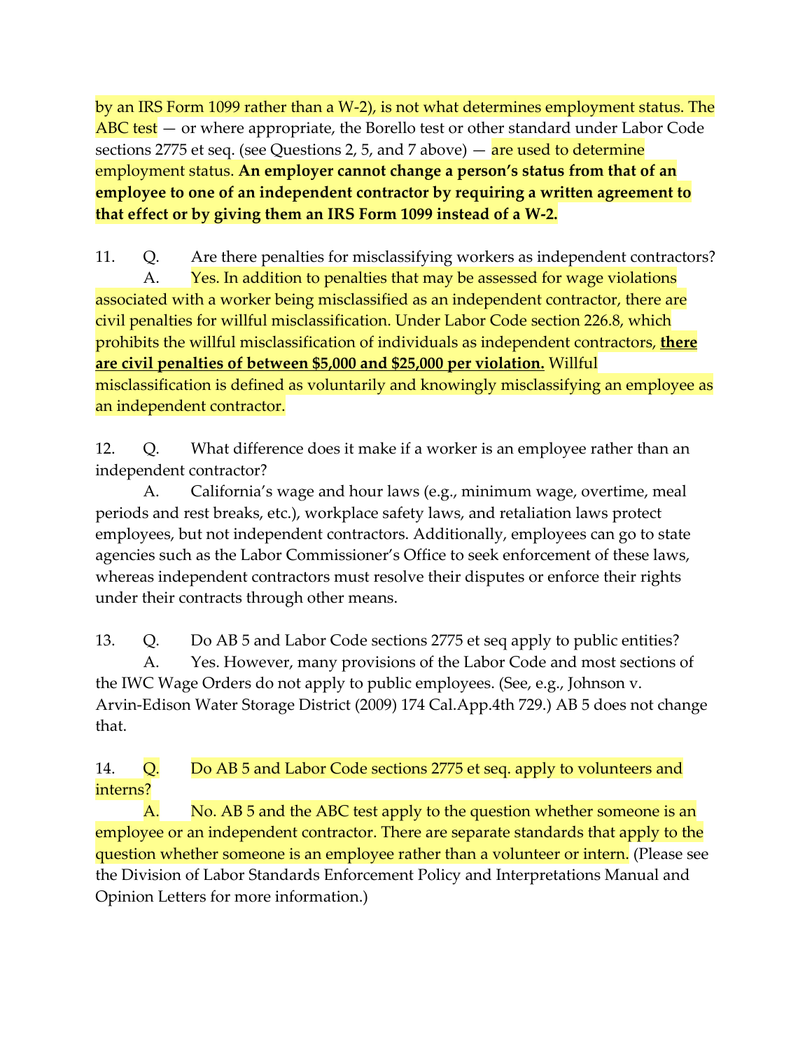by an IRS Form 1099 rather than a W-2), is not what determines employment status. The ABC test — or where appropriate, the Borello test or other standard under Labor Code sections 2775 et seq. (see Questions 2, 5, and 7 above) — are used to determine employment status. **An employer cannot change a person's status from that of an employee to one of an independent contractor by requiring a written agreement to that effect or by giving them an IRS Form 1099 instead of a W-2.**

11. Q. Are there penalties for misclassifying workers as independent contractors?

A. Yes. In addition to penalties that may be assessed for wage violations associated with a worker being misclassified as an independent contractor, there are civil penalties for willful misclassification. Under Labor Code section 226.8, which prohibits the willful misclassification of individuals as independent contractors, **<u>there are civil penalties of between $5,000 and $25,000 per violation.</u>** Willful misclassification is defined as voluntarily and knowingly misclassifying an employee as an independent contractor.

12. Q. What difference does it make if a worker is an employee rather than an independent contractor?

A. California's wage and hour laws (e.g., minimum wage, overtime, meal periods and rest breaks, etc.), workplace safety laws, and retaliation laws protect employees, but not independent contractors. Additionally, employees can go to state agencies such as the Labor Commissioner's Office to seek enforcement of these laws, whereas independent contractors must resolve their disputes or enforce their rights under their contracts through other means.

13. Q. Do AB 5 and Labor Code sections 2775 et seq apply to public entities?

A. Yes. However, many provisions of the Labor Code and most sections of the IWC Wage Orders do not apply to public employees. (See, e.g., Johnson v. Arvin-Edison Water Storage District (2009) 174 Cal.App.4th 729.) AB 5 does not change that.

14. Q. Do AB 5 and Labor Code sections 2775 et seq. apply to volunteers and interns?

A. No. AB 5 and the ABC test apply to the question whether someone is an employee or an independent contractor. There are separate standards that apply to the question whether someone is an employee rather than a volunteer or intern. (Please see the Division of Labor Standards Enforcement Policy and Interpretations Manual and Opinion Letters for more information.)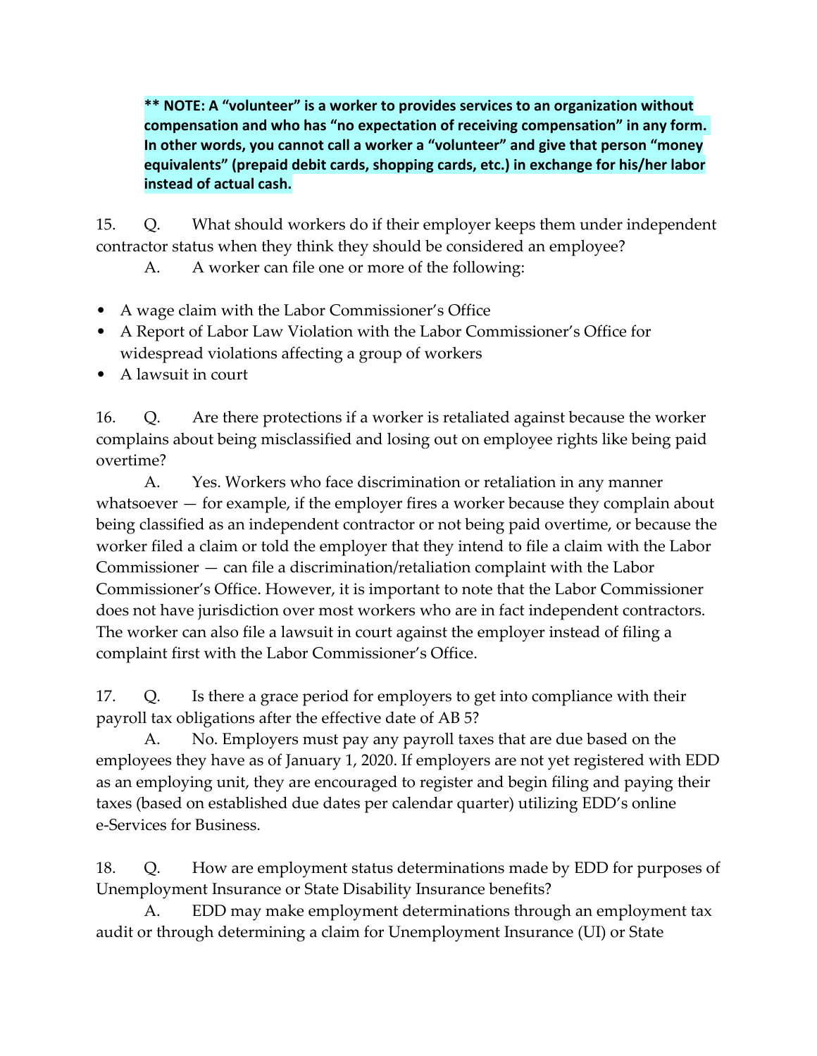**** NOTE: A "volunteer" is a worker to provides services to an organization without compensation and who has "no expectation of receiving compensation" in any form. In other words, you cannot call a worker a "volunteer" and give that person "money equivalents" (prepaid debit cards, shopping cards, etc.) in exchange for his/her labor instead of actual cash.**

15. Q. What should workers do if their employer keeps them under independent contractor status when they think they should be considered an employee?

A. A worker can file one or more of the following:

- A wage claim with the Labor Commissioner's Office
- A Report of Labor Law Violation with the Labor Commissioner's Office for widespread violations affecting a group of workers
- A lawsuit in court

16. Q. Are there protections if a worker is retaliated against because the worker complains about being misclassified and losing out on employee rights like being paid overtime?

A. Yes. Workers who face discrimination or retaliation in any manner whatsoever — for example, if the employer fires a worker because they complain about being classified as an independent contractor or not being paid overtime, or because the worker filed a claim or told the employer that they intend to file a claim with the Labor Commissioner — can file a discrimination/retaliation complaint with the Labor Commissioner's Office. However, it is important to note that the Labor Commissioner does not have jurisdiction over most workers who are in fact independent contractors. The worker can also file a lawsuit in court against the employer instead of filing a complaint first with the Labor Commissioner's Office.

17. Q. Is there a grace period for employers to get into compliance with their payroll tax obligations after the effective date of AB 5?

A. No. Employers must pay any payroll taxes that are due based on the employees they have as of January 1, 2020. If employers are not yet registered with EDD as an employing unit, they are encouraged to register and begin filing and paying their taxes (based on established due dates per calendar quarter) utilizing EDD's online e-Services for Business.

18. Q. How are employment status determinations made by EDD for purposes of Unemployment Insurance or State Disability Insurance benefits?

A. EDD may make employment determinations through an employment tax audit or through determining a claim for Unemployment Insurance (UI) or State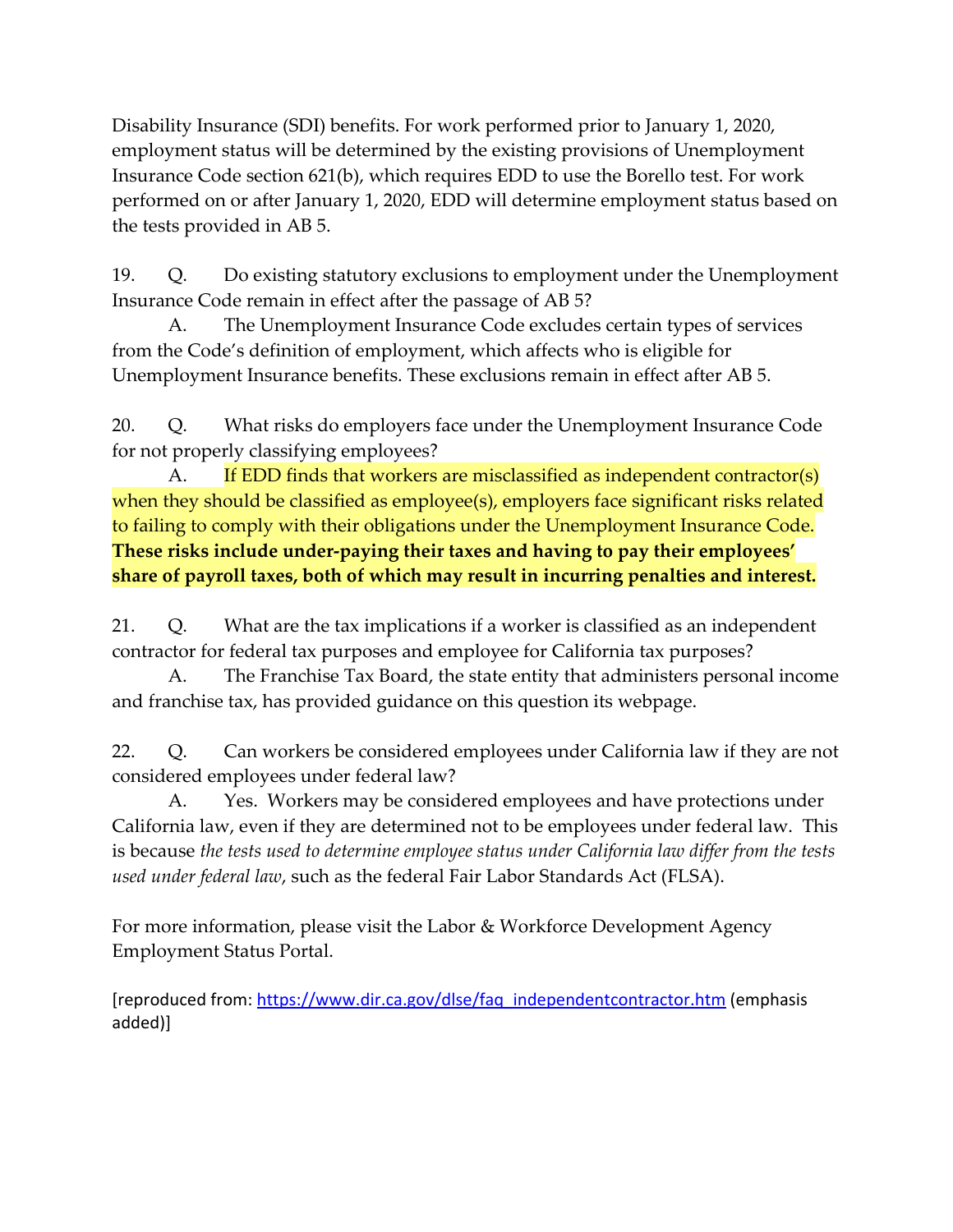Disability Insurance (SDI) benefits. For work performed prior to January 1, 2020, employment status will be determined by the existing provisions of Unemployment Insurance Code section 621(b), which requires EDD to use the Borello test. For work performed on or after January 1, 2020, EDD will determine employment status based on the tests provided in AB 5.

19. Q. Do existing statutory exclusions to employment under the Unemployment Insurance Code remain in effect after the passage of AB 5?

A. The Unemployment Insurance Code excludes certain types of services from the Code's definition of employment, which affects who is eligible for Unemployment Insurance benefits. These exclusions remain in effect after AB 5.

20. Q. What risks do employers face under the Unemployment Insurance Code for not properly classifying employees?

A. If EDD finds that workers are misclassified as independent contractor(s) when they should be classified as employee(s), employers face significant risks related to failing to comply with their obligations under the Unemployment Insurance Code. **These risks include under-paying their taxes and having to pay their employees' share of payroll taxes, both of which may result in incurring penalties and interest.**

21. Q. What are the tax implications if a worker is classified as an independent contractor for federal tax purposes and employee for California tax purposes?

A. The Franchise Tax Board, the state entity that administers personal income and franchise tax, has provided guidance on this question its webpage.

22. Q. Can workers be considered employees under California law if they are not considered employees under federal law?

A. Yes. Workers may be considered employees and have protections under California law, even if they are determined not to be employees under federal law. This is because *the tests used to determine employee status under California law differ from the tests used under federal law*, such as the federal Fair Labor Standards Act (FLSA).

For more information, please visit the Labor & Workforce Development Agency Employment Status Portal.

[reproduced from: https://www.dir.ca.gov/dlse/faq_independentcontractor.htm (emphasis added)]